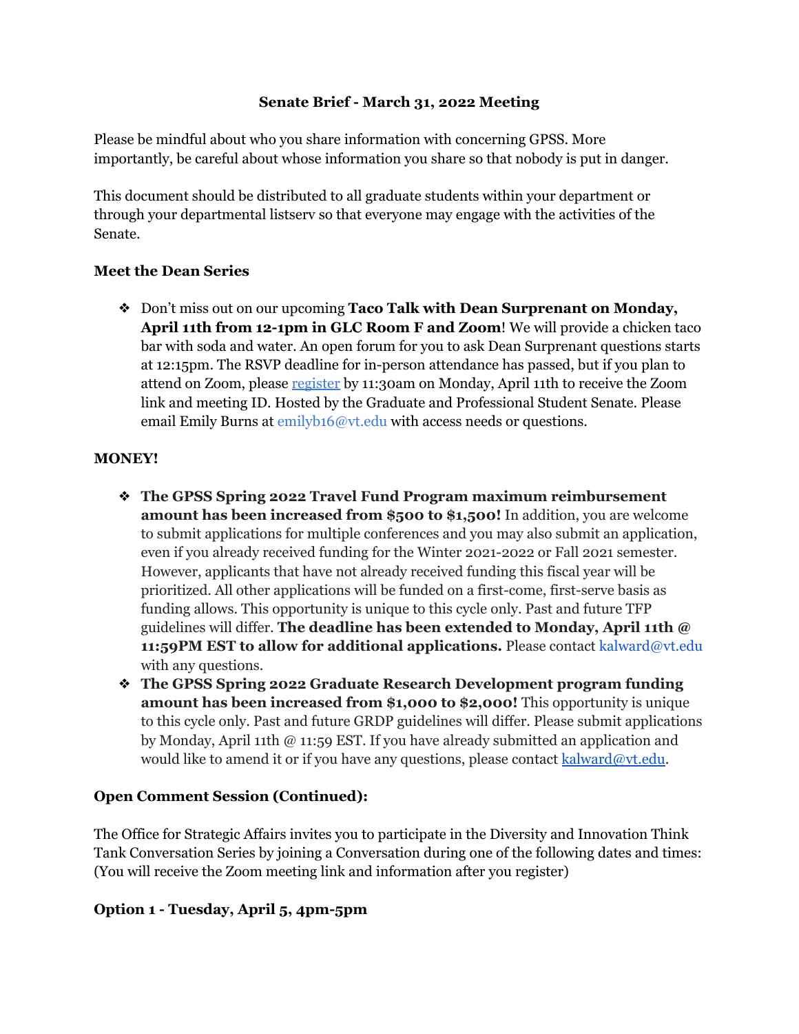**Senate Brief - March 31, 2022 Meeting**

Please be mindful about who you share information with concerning GPSS. More importantly, be careful about whose information you share so that nobody is put in danger.

This document should be distributed to all graduate students within your department or through your departmental listserv so that everyone may engage with the activities of the Senate.

**Meet the Dean Series**

- Don't miss out on our upcoming **Taco Talk with Dean Surprenant on Monday, April 11th from 12-1pm in GLC Room F and Zoom**! We will provide a chicken taco bar with soda and water. An open forum for you to ask Dean Surprenant questions starts at 12:15pm. The RSVP deadline for in-person attendance has passed, but if you plan to attend on Zoom, please register by 11:30am on Monday, April 11th to receive the Zoom link and meeting ID. Hosted by the Graduate and Professional Student Senate. Please email Emily Burns at emilyb16@vt.edu with access needs or questions.

**MONEY!**

- **The GPSS Spring 2022 Travel Fund Program maximum reimbursement amount has been increased from $500 to $1,500!** In addition, you are welcome to submit applications for multiple conferences and you may also submit an application, even if you already received funding for the Winter 2021-2022 or Fall 2021 semester. However, applicants that have not already received funding this fiscal year will be prioritized. All other applications will be funded on a first-come, first-serve basis as funding allows. This opportunity is unique to this cycle only. Past and future TFP guidelines will differ. **The deadline has been extended to Monday, April 11th @ 11:59PM EST to allow for additional applications.** Please contact kalward@vt.edu with any questions.
- **The GPSS Spring 2022 Graduate Research Development program funding amount has been increased from $1,000 to $2,000!** This opportunity is unique to this cycle only. Past and future GRDP guidelines will differ. Please submit applications by Monday, April 11th @ 11:59 EST. If you have already submitted an application and would like to amend it or if you have any questions, please contact kalward@vt.edu.

**Open Comment Session (Continued):**

The Office for Strategic Affairs invites you to participate in the Diversity and Innovation Think Tank Conversation Series by joining a Conversation during one of the following dates and times: (You will receive the Zoom meeting link and information after you register)

**Option 1 - Tuesday, April 5, 4pm-5pm**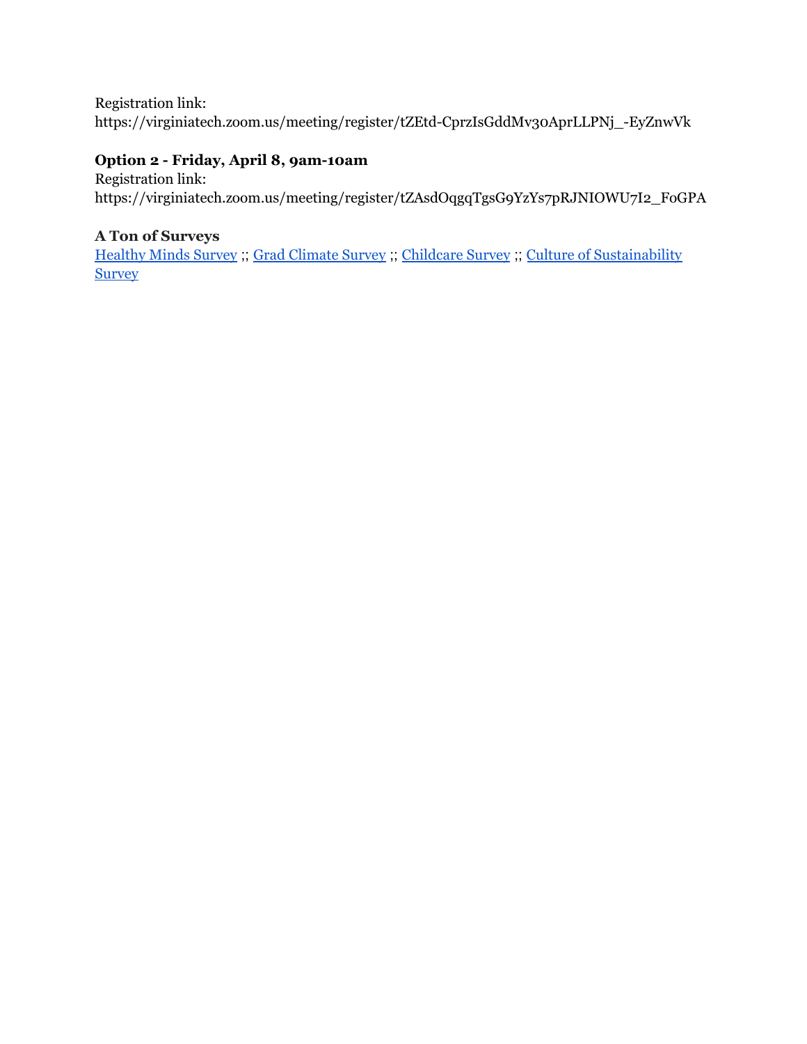Registration link:
https://virginiatech.zoom.us/meeting/register/tZEtd-CprzIsGddMv30AprLLPNj_-EyZnwVk

**Option 2 - Friday, April 8, 9am-10am**
Registration link:
https://virginiatech.zoom.us/meeting/register/tZAsdOqgqTgsG9YzYs7pRJNIOWU7I2_F0GPA

**A Ton of Surveys**
Healthy Minds Survey ;; Grad Climate Survey ;; Childcare Survey ;; Culture of Sustainability Survey